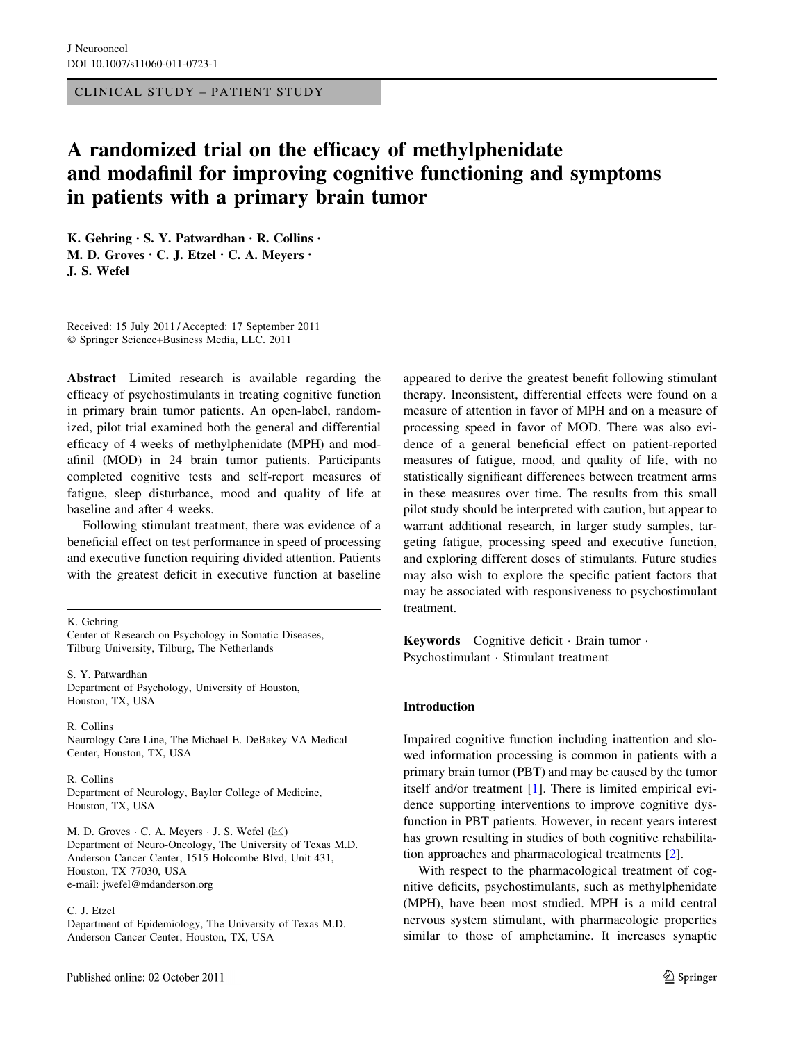CLINICAL STUDY – PATIENT STUDY

# A randomized trial on the efficacy of methylphenidate and modafinil for improving cognitive functioning and symptoms in patients with a primary brain tumor

**K. Gehring · S. Y. Patwardhan · R. Collins · M. D. Groves · C. J. Etzel · C. A. Meyers · J. S. Wefel**

Received: 15 July 2011 / Accepted: 17 September 2011
© Springer Science+Business Media, LLC. 2011

**Abstract** Limited research is available regarding the efficacy of psychostimulants in treating cognitive function in primary brain tumor patients. An open-label, randomized, pilot trial examined both the general and differential efficacy of 4 weeks of methylphenidate (MPH) and modafinil (MOD) in 24 brain tumor patients. Participants completed cognitive tests and self-report measures of fatigue, sleep disturbance, mood and quality of life at baseline and after 4 weeks.

Following stimulant treatment, there was evidence of a beneficial effect on test performance in speed of processing and executive function requiring divided attention. Patients with the greatest deficit in executive function at baseline appeared to derive the greatest benefit following stimulant therapy. Inconsistent, differential effects were found on a measure of attention in favor of MPH and on a measure of processing speed in favor of MOD. There was also evidence of a general beneficial effect on patient-reported measures of fatigue, mood, and quality of life, with no statistically significant differences between treatment arms in these measures over time. The results from this small pilot study should be interpreted with caution, but appear to warrant additional research, in larger study samples, targeting fatigue, processing speed and executive function, and exploring different doses of stimulants. Future studies may also wish to explore the specific patient factors that may be associated with responsiveness to psychostimulant treatment.

**Keywords** Cognitive deficit · Brain tumor · Psychostimulant · Stimulant treatment

K. Gehring
Center of Research on Psychology in Somatic Diseases, Tilburg University, Tilburg, The Netherlands

S. Y. Patwardhan
Department of Psychology, University of Houston, Houston, TX, USA

R. Collins
Neurology Care Line, The Michael E. DeBakey VA Medical Center, Houston, TX, USA

R. Collins
Department of Neurology, Baylor College of Medicine, Houston, TX, USA

M. D. Groves · C. A. Meyers · J. S. Wefel (✉)
Department of Neuro-Oncology, The University of Texas M.D. Anderson Cancer Center, 1515 Holcombe Blvd, Unit 431, Houston, TX 77030, USA
e-mail: jwefel@mdanderson.org

C. J. Etzel
Department of Epidemiology, The University of Texas M.D. Anderson Cancer Center, Houston, TX, USA

## Introduction

Impaired cognitive function including inattention and slowed information processing is common in patients with a primary brain tumor (PBT) and may be caused by the tumor itself and/or treatment [1]. There is limited empirical evidence supporting interventions to improve cognitive dysfunction in PBT patients. However, in recent years interest has grown resulting in studies of both cognitive rehabilitation approaches and pharmacological treatments [2].

With respect to the pharmacological treatment of cognitive deficits, psychostimulants, such as methylphenidate (MPH), have been most studied. MPH is a mild central nervous system stimulant, with pharmacologic properties similar to those of amphetamine. It increases synaptic

Published online: 02 October 2011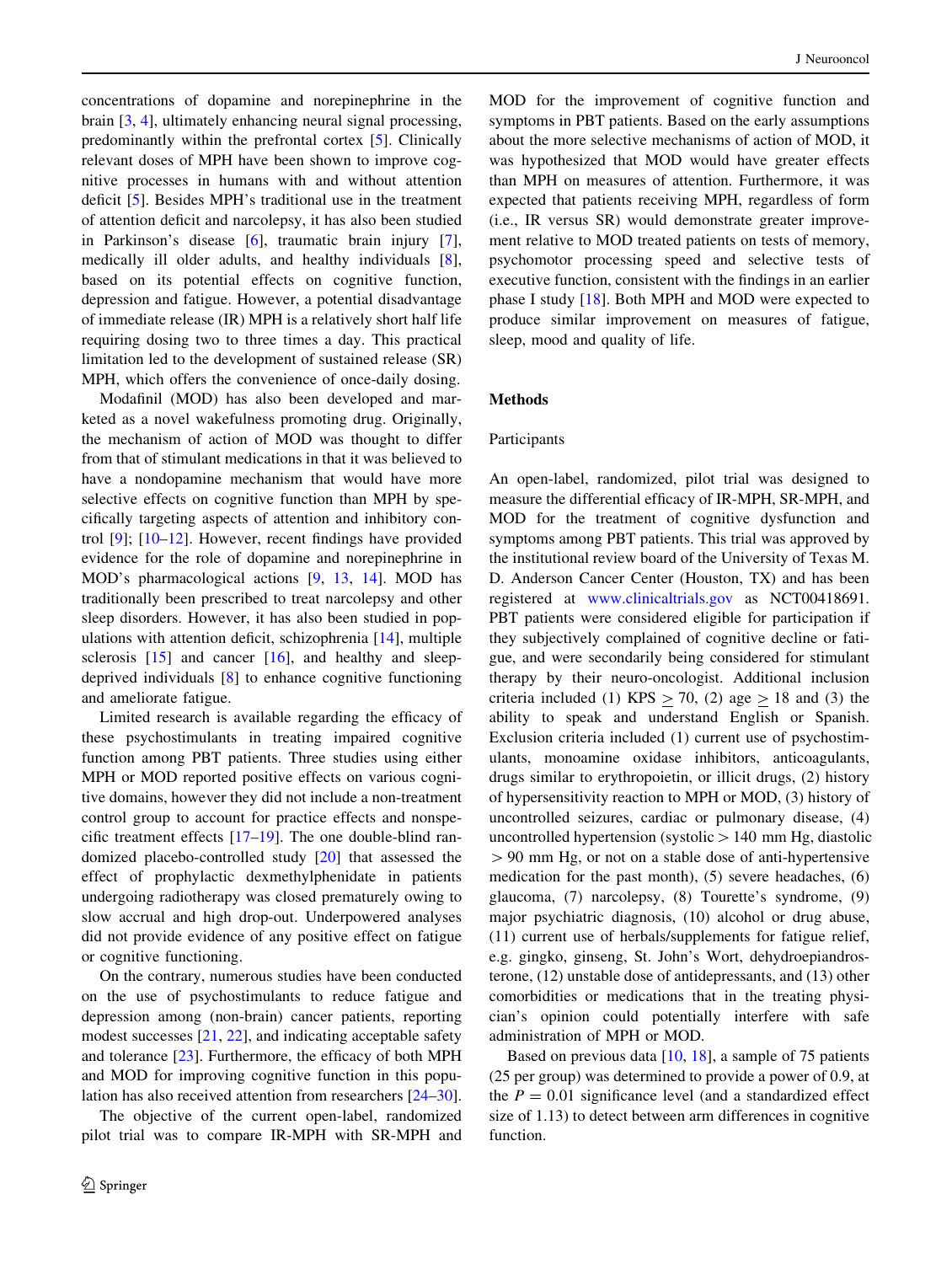concentrations of dopamine and norepinephrine in the brain [3, 4], ultimately enhancing neural signal processing, predominantly within the prefrontal cortex [5]. Clinically relevant doses of MPH have been shown to improve cognitive processes in humans with and without attention deficit [5]. Besides MPH's traditional use in the treatment of attention deficit and narcolepsy, it has also been studied in Parkinson's disease [6], traumatic brain injury [7], medically ill older adults, and healthy individuals [8], based on its potential effects on cognitive function, depression and fatigue. However, a potential disadvantage of immediate release (IR) MPH is a relatively short half life requiring dosing two to three times a day. This practical limitation led to the development of sustained release (SR) MPH, which offers the convenience of once-daily dosing.

Modafinil (MOD) has also been developed and marketed as a novel wakefulness promoting drug. Originally, the mechanism of action of MOD was thought to differ from that of stimulant medications in that it was believed to have a nondopamine mechanism that would have more selective effects on cognitive function than MPH by specifically targeting aspects of attention and inhibitory control [9]; [10–12]. However, recent findings have provided evidence for the role of dopamine and norepinephrine in MOD's pharmacological actions [9, 13, 14]. MOD has traditionally been prescribed to treat narcolepsy and other sleep disorders. However, it has also been studied in populations with attention deficit, schizophrenia [14], multiple sclerosis [15] and cancer [16], and healthy and sleep-deprived individuals [8] to enhance cognitive functioning and ameliorate fatigue.

Limited research is available regarding the efficacy of these psychostimulants in treating impaired cognitive function among PBT patients. Three studies using either MPH or MOD reported positive effects on various cognitive domains, however they did not include a non-treatment control group to account for practice effects and nonspecific treatment effects [17–19]. The one double-blind randomized placebo-controlled study [20] that assessed the effect of prophylactic dexmethylphenidate in patients undergoing radiotherapy was closed prematurely owing to slow accrual and high drop-out. Underpowered analyses did not provide evidence of any positive effect on fatigue or cognitive functioning.

On the contrary, numerous studies have been conducted on the use of psychostimulants to reduce fatigue and depression among (non-brain) cancer patients, reporting modest successes [21, 22], and indicating acceptable safety and tolerance [23]. Furthermore, the efficacy of both MPH and MOD for improving cognitive function in this population has also received attention from researchers [24–30].

The objective of the current open-label, randomized pilot trial was to compare IR-MPH with SR-MPH and MOD for the improvement of cognitive function and symptoms in PBT patients. Based on the early assumptions about the more selective mechanisms of action of MOD, it was hypothesized that MOD would have greater effects than MPH on measures of attention. Furthermore, it was expected that patients receiving MPH, regardless of form (i.e., IR versus SR) would demonstrate greater improvement relative to MOD treated patients on tests of memory, psychomotor processing speed and selective tests of executive function, consistent with the findings in an earlier phase I study [18]. Both MPH and MOD were expected to produce similar improvement on measures of fatigue, sleep, mood and quality of life.

## Methods

### Participants

An open-label, randomized, pilot trial was designed to measure the differential efficacy of IR-MPH, SR-MPH, and MOD for the treatment of cognitive dysfunction and symptoms among PBT patients. This trial was approved by the institutional review board of the University of Texas M. D. Anderson Cancer Center (Houston, TX) and has been registered at www.clinicaltrials.gov as NCT00418691. PBT patients were considered eligible for participation if they subjectively complained of cognitive decline or fatigue, and were secondarily being considered for stimulant therapy by their neuro-oncologist. Additional inclusion criteria included (1) KPS $\geq$ 70, (2) age $\geq$ 18 and (3) the ability to speak and understand English or Spanish. Exclusion criteria included (1) current use of psychostimulants, monoamine oxidase inhibitors, anticoagulants, drugs similar to erythropoietin, or illicit drugs, (2) history of hypersensitivity reaction to MPH or MOD, (3) history of uncontrolled seizures, cardiac or pulmonary disease, (4) uncontrolled hypertension (systolic > 140 mm Hg, diastolic > 90 mm Hg, or not on a stable dose of anti-hypertensive medication for the past month), (5) severe headaches, (6) glaucoma, (7) narcolepsy, (8) Tourette's syndrome, (9) major psychiatric diagnosis, (10) alcohol or drug abuse, (11) current use of herbals/supplements for fatigue relief, e.g. gingko, ginseng, St. John's Wort, dehydroepiandrosterone, (12) unstable dose of antidepressants, and (13) other comorbidities or medications that in the treating physician's opinion could potentially interfere with safe administration of MPH or MOD.

Based on previous data [10, 18], a sample of 75 patients (25 per group) was determined to provide a power of 0.9, at the $P = 0.01$ significance level (and a standardized effect size of 1.13) to detect between arm differences in cognitive function.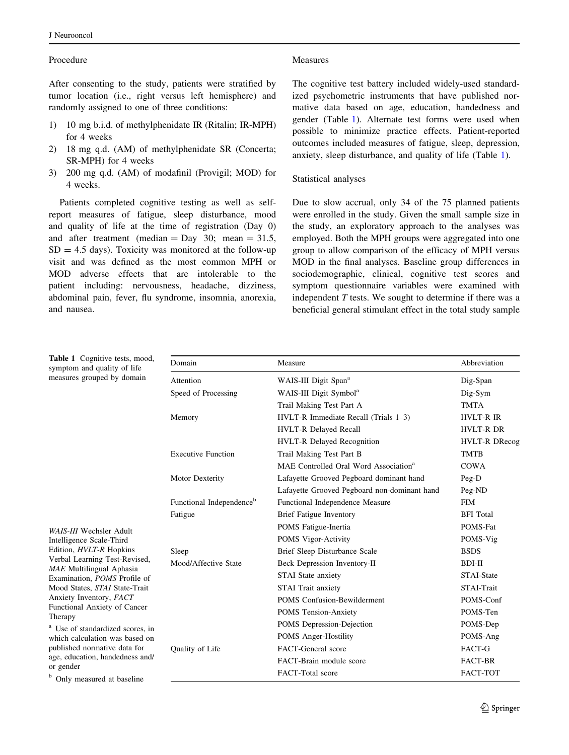### Procedure

After consenting to the study, patients were stratified by tumor location (i.e., right versus left hemisphere) and randomly assigned to one of three conditions:

1) 10 mg b.i.d. of methylphenidate IR (Ritalin; IR-MPH) for 4 weeks
2) 18 mg q.d. (AM) of methylphenidate SR (Concerta; SR-MPH) for 4 weeks
3) 200 mg q.d. (AM) of modafinil (Provigil; MOD) for 4 weeks.

Patients completed cognitive testing as well as self-report measures of fatigue, sleep disturbance, mood and quality of life at the time of registration (Day 0) and after treatment (median = Day 30; mean = 31.5, SD = 4.5 days). Toxicity was monitored at the follow-up visit and was defined as the most common MPH or MOD adverse effects that are intolerable to the patient including: nervousness, headache, dizziness, abdominal pain, fever, flu syndrome, insomnia, anorexia, and nausea.

### Measures

The cognitive test battery included widely-used standardized psychometric instruments that have published normative data based on age, education, handedness and gender (Table 1). Alternate test forms were used when possible to minimize practice effects. Patient-reported outcomes included measures of fatigue, sleep, depression, anxiety, sleep disturbance, and quality of life (Table 1).

### Statistical analyses

Due to slow accrual, only 34 of the 75 planned patients were enrolled in the study. Given the small sample size in the study, an exploratory approach to the analyses was employed. Both the MPH groups were aggregated into one group to allow comparison of the efficacy of MPH versus MOD in the final analyses. Baseline group differences in sociodemographic, clinical, cognitive test scores and symptom questionnaire variables were examined with independent *T* tests. We sought to determine if there was a beneficial general stimulant effect in the total study sample

**Table 1** Cognitive tests, mood, symptom and quality of life measures grouped by domain

| Domain | Measure | Abbreviation |
|---|---|---|
| Attention | WAIS-III Digit Span[a] | Dig-Span |
| Speed of Processing | WAIS-III Digit Symbol[a] | Dig-Sym |
| | Trail Making Test Part A | TMTA |
| Memory | HVLT-R Immediate Recall (Trials 1–3) | HVLT-R IR |
| | HVLT-R Delayed Recall | HVLT-R DR |
| | HVLT-R Delayed Recognition | HVLT-R DRecog |
| Executive Function | Trail Making Test Part B | TMTB |
| | MAE Controlled Oral Word Association[a] | COWA |
| Motor Dexterity | Lafayette Grooved Pegboard dominant hand | Peg-D |
| | Lafayette Grooved Pegboard non-dominant hand | Peg-ND |
| Functional Independence[b] | Functional Independence Measure | FIM |
| Fatigue | Brief Fatigue Inventory | BFI Total |
| | POMS Fatigue-Inertia | POMS-Fat |
| | POMS Vigor-Activity | POMS-Vig |
| Sleep | Brief Sleep Disturbance Scale | BSDS |
| Mood/Affective State | Beck Depression Inventory-II | BDI-II |
| | STAI State anxiety | STAI-State |
| | STAI Trait anxiety | STAI-Trait |
| | POMS Confusion-Bewilderment | POMS-Conf |
| | POMS Tension-Anxiety | POMS-Ten |
| | POMS Depression-Dejection | POMS-Dep |
| | POMS Anger-Hostility | POMS-Ang |
| Quality of Life | FACT-General score | FACT-G |
| | FACT-Brain module score | FACT-BR |
| | FACT-Total score | FACT-TOT |

*WAIS-III* Wechsler Adult Intelligence Scale-Third Edition, *HVLT-R* Hopkins Verbal Learning Test-Revised, *MAE* Multilingual Aphasia Examination, *POMS* Profile of Mood States, *STAI* State-Trait Anxiety Inventory, *FACT* Functional Anxiety of Cancer Therapy

[a] Use of standardized scores, in which calculation was based on published normative data for age, education, handedness and/or gender

[b] Only measured at baseline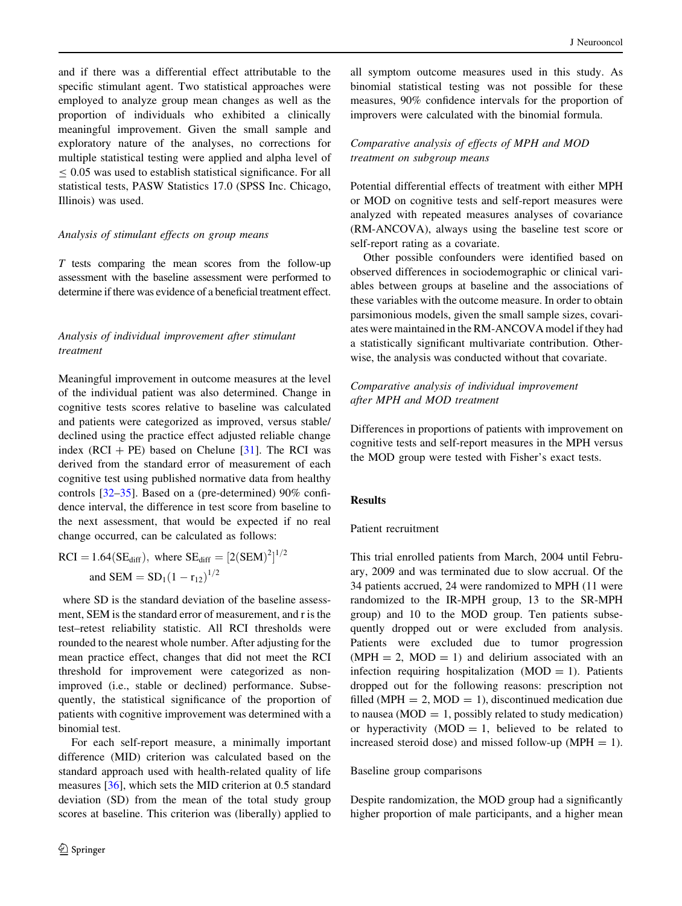and if there was a differential effect attributable to the specific stimulant agent. Two statistical approaches were employed to analyze group mean changes as well as the proportion of individuals who exhibited a clinically meaningful improvement. Given the small sample and exploratory nature of the analyses, no corrections for multiple statistical testing were applied and alpha level of $\leq 0.05$ was used to establish statistical significance. For all statistical tests, PASW Statistics 17.0 (SPSS Inc. Chicago, Illinois) was used.

*Analysis of stimulant effects on group means*

*T* tests comparing the mean scores from the follow-up assessment with the baseline assessment were performed to determine if there was evidence of a beneficial treatment effect.

*Analysis of individual improvement after stimulant treatment*

Meaningful improvement in outcome measures at the level of the individual patient was also determined. Change in cognitive tests scores relative to baseline was calculated and patients were categorized as improved, versus stable/declined using the practice effect adjusted reliable change index (RCI + PE) based on Chelune [31]. The RCI was derived from the standard error of measurement of each cognitive test using published normative data from healthy controls [32–35]. Based on a (pre-determined) 90% confidence interval, the difference in test score from baseline to the next assessment, that would be expected if no real change occurred, can be calculated as follows:

$$\mathrm{RCI} = 1.64(\mathrm{SE}_{\mathrm{diff}}),\ \text{where}\ \mathrm{SE}_{\mathrm{diff}} = \left[2(\mathrm{SEM})^2\right]^{1/2}$$
$$\text{and}\ \mathrm{SEM} = \mathrm{SD}_1(1 - r_{12})^{1/2}$$

where SD is the standard deviation of the baseline assessment, SEM is the standard error of measurement, and r is the test–retest reliability statistic. All RCI thresholds were rounded to the nearest whole number. After adjusting for the mean practice effect, changes that did not meet the RCI threshold for improvement were categorized as non-improved (i.e., stable or declined) performance. Subsequently, the statistical significance of the proportion of patients with cognitive improvement was determined with a binomial test.

For each self-report measure, a minimally important difference (MID) criterion was calculated based on the standard approach used with health-related quality of life measures [36], which sets the MID criterion at 0.5 standard deviation (SD) from the mean of the total study group scores at baseline. This criterion was (liberally) applied to all symptom outcome measures used in this study. As binomial statistical testing was not possible for these measures, 90% confidence intervals for the proportion of improvers were calculated with the binomial formula.

*Comparative analysis of effects of MPH and MOD treatment on subgroup means*

Potential differential effects of treatment with either MPH or MOD on cognitive tests and self-report measures were analyzed with repeated measures analyses of covariance (RM-ANCOVA), always using the baseline test score or self-report rating as a covariate.

Other possible confounders were identified based on observed differences in sociodemographic or clinical variables between groups at baseline and the associations of these variables with the outcome measure. In order to obtain parsimonious models, given the small sample sizes, covariates were maintained in the RM-ANCOVA model if they had a statistically significant multivariate contribution. Otherwise, the analysis was conducted without that covariate.

*Comparative analysis of individual improvement after MPH and MOD treatment*

Differences in proportions of patients with improvement on cognitive tests and self-report measures in the MPH versus the MOD group were tested with Fisher's exact tests.

## Results

### Patient recruitment

This trial enrolled patients from March, 2004 until February, 2009 and was terminated due to slow accrual. Of the 34 patients accrued, 24 were randomized to MPH (11 were randomized to the IR-MPH group, 13 to the SR-MPH group) and 10 to the MOD group. Ten patients subsequently dropped out or were excluded from analysis. Patients were excluded due to tumor progression (MPH = 2, MOD = 1) and delirium associated with an infection requiring hospitalization (MOD = 1). Patients dropped out for the following reasons: prescription not filled (MPH = 2, MOD = 1), discontinued medication due to nausea (MOD = 1, possibly related to study medication) or hyperactivity (MOD = 1, believed to be related to increased steroid dose) and missed follow-up (MPH = 1).

### Baseline group comparisons

Despite randomization, the MOD group had a significantly higher proportion of male participants, and a higher mean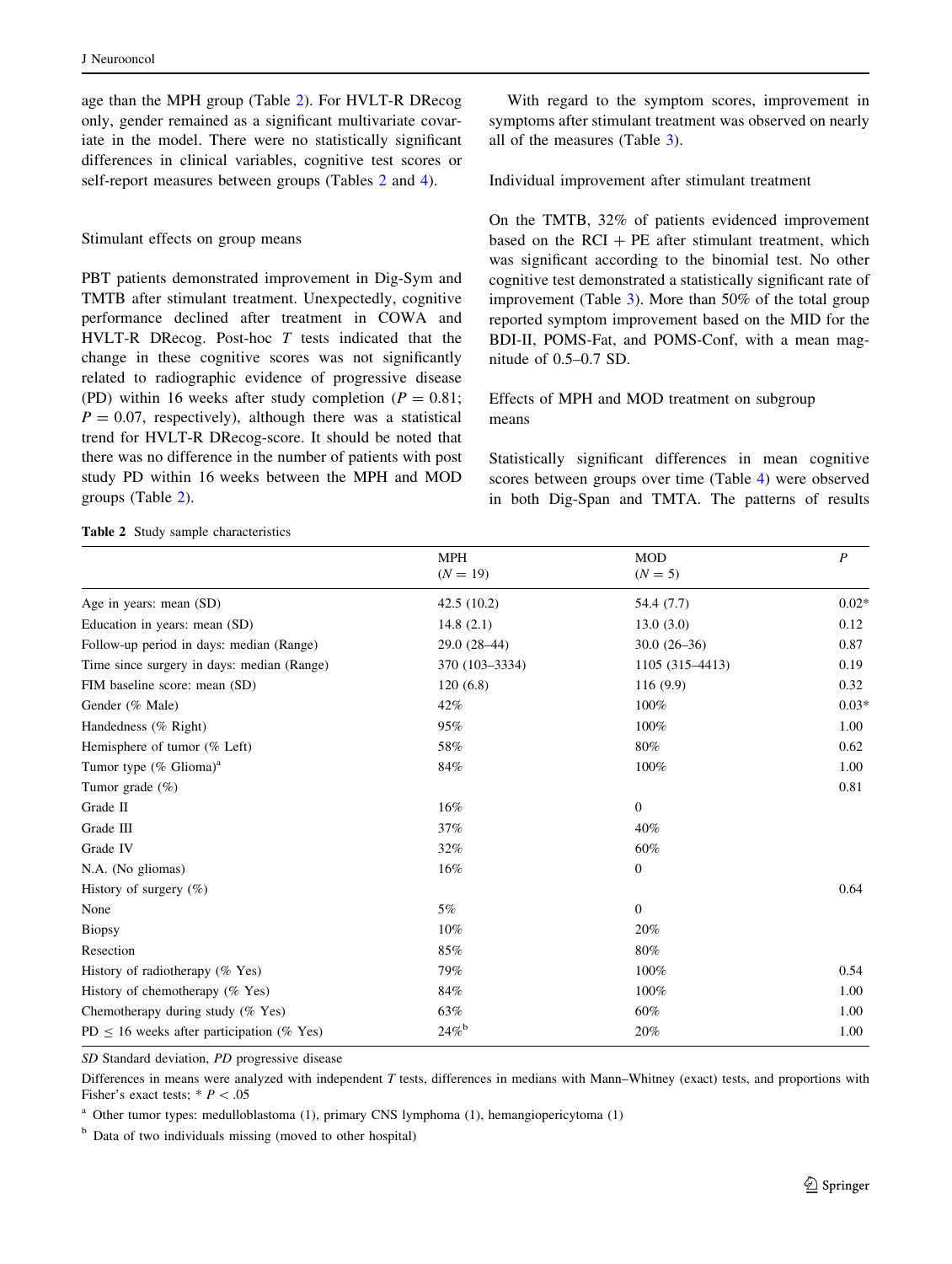age than the MPH group (Table 2). For HVLT-R DRecog only, gender remained as a significant multivariate covariate in the model. There were no statistically significant differences in clinical variables, cognitive test scores or self-report measures between groups (Tables 2 and 4).

## Stimulant effects on group means

PBT patients demonstrated improvement in Dig-Sym and TMTB after stimulant treatment. Unexpectedly, cognitive performance declined after treatment in COWA and HVLT-R DRecog. Post-hoc $T$ tests indicated that the change in these cognitive scores was not significantly related to radiographic evidence of progressive disease (PD) within 16 weeks after study completion ($P = 0.81$; $P = 0.07$, respectively), although there was a statistical trend for HVLT-R DRecog-score. It should be noted that there was no difference in the number of patients with post study PD within 16 weeks between the MPH and MOD groups (Table 2).

With regard to the symptom scores, improvement in symptoms after stimulant treatment was observed on nearly all of the measures (Table 3).

## Individual improvement after stimulant treatment

On the TMTB, 32% of patients evidenced improvement based on the RCI + PE after stimulant treatment, which was significant according to the binomial test. No other cognitive test demonstrated a statistically significant rate of improvement (Table 3). More than 50% of the total group reported symptom improvement based on the MID for the BDI-II, POMS-Fat, and POMS-Conf, with a mean magnitude of 0.5–0.7 SD.

## Effects of MPH and MOD treatment on subgroup means

Statistically significant differences in mean cognitive scores between groups over time (Table 4) were observed in both Dig-Span and TMTA. The patterns of results

**Table 2** Study sample characteristics

| | MPH ($N = 19$) | MOD ($N = 5$) | $P$ |
|---|---|---|---|
| Age in years: mean (SD) | 42.5 (10.2) | 54.4 (7.7) | 0.02* |
| Education in years: mean (SD) | 14.8 (2.1) | 13.0 (3.0) | 0.12 |
| Follow-up period in days: median (Range) | 29.0 (28–44) | 30.0 (26–36) | 0.87 |
| Time since surgery in days: median (Range) | 370 (103–3334) | 1105 (315–4413) | 0.19 |
| FIM baseline score: mean (SD) | 120 (6.8) | 116 (9.9) | 0.32 |
| Gender (% Male) | 42% | 100% | 0.03* |
| Handedness (% Right) | 95% | 100% | 1.00 |
| Hemisphere of tumor (% Left) | 58% | 80% | 0.62 |
| Tumor type (% Glioma)[a] | 84% | 100% | 1.00 |
| Tumor grade (%) | | | 0.81 |
| Grade II | 16% | 0 | |
| Grade III | 37% | 40% | |
| Grade IV | 32% | 60% | |
| N.A. (No gliomas) | 16% | 0 | |
| History of surgery (%) | | | 0.64 |
| None | 5% | 0 | |
| Biopsy | 10% | 20% | |
| Resection | 85% | 80% | |
| History of radiotherapy (% Yes) | 79% | 100% | 0.54 |
| History of chemotherapy (% Yes) | 84% | 100% | 1.00 |
| Chemotherapy during study (% Yes) | 63% | 60% | 1.00 |
| PD ≤ 16 weeks after participation (% Yes) | 24%[b] | 20% | 1.00 |

*SD* Standard deviation, *PD* progressive disease

Differences in means were analyzed with independent $T$ tests, differences in medians with Mann–Whitney (exact) tests, and proportions with Fisher's exact tests; * $P < .05$

[a] Other tumor types: medulloblastoma (1), primary CNS lymphoma (1), hemangiopericytoma (1)

[b] Data of two individuals missing (moved to other hospital)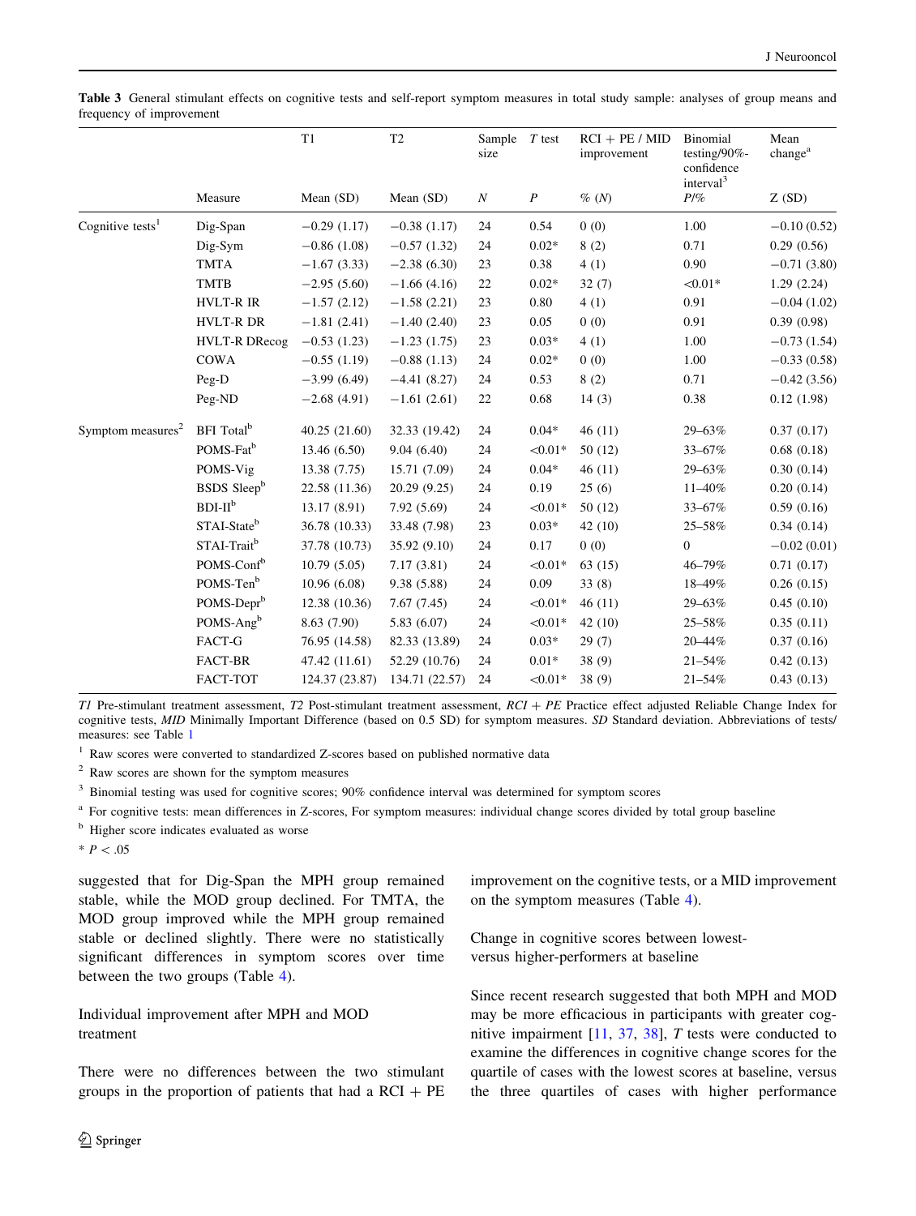**Table 3** General stimulant effects on cognitive tests and self-report symptom measures in total study sample: analyses of group means and frequency of improvement

| | Measure | T1 Mean (SD) | T2 Mean (SD) | Sample size N | T test P | RCI + PE / MID improvement % (N) | Binomial testing/90%-confidence interval[3] P/% | Mean change[a] Z (SD) |
|---|---|---|---|---|---|---|---|---|
| Cognitive tests[1] | Dig-Span | −0.29 (1.17) | −0.38 (1.17) | 24 | 0.54 | 0 (0) | 1.00 | −0.10 (0.52) |
| | Dig-Sym | −0.86 (1.08) | −0.57 (1.32) | 24 | 0.02* | 8 (2) | 0.71 | 0.29 (0.56) |
| | TMTA | −1.67 (3.33) | −2.38 (6.30) | 23 | 0.38 | 4 (1) | 0.90 | −0.71 (3.80) |
| | TMTB | −2.95 (5.60) | −1.66 (4.16) | 22 | 0.02* | 32 (7) | <0.01* | 1.29 (2.24) |
| | HVLT-R IR | −1.57 (2.12) | −1.58 (2.21) | 23 | 0.80 | 4 (1) | 0.91 | −0.04 (1.02) |
| | HVLT-R DR | −1.81 (2.41) | −1.40 (2.40) | 23 | 0.05 | 0 (0) | 0.91 | 0.39 (0.98) |
| | HVLT-R DRecog | −0.53 (1.23) | −1.23 (1.75) | 23 | 0.03* | 4 (1) | 1.00 | −0.73 (1.54) |
| | COWA | −0.55 (1.19) | −0.88 (1.13) | 24 | 0.02* | 0 (0) | 1.00 | −0.33 (0.58) |
| | Peg-D | −3.99 (6.49) | −4.41 (8.27) | 24 | 0.53 | 8 (2) | 0.71 | −0.42 (3.56) |
| | Peg-ND | −2.68 (4.91) | −1.61 (2.61) | 22 | 0.68 | 14 (3) | 0.38 | 0.12 (1.98) |
| Symptom measures[2] | BFI Total[b] | 40.25 (21.60) | 32.33 (19.42) | 24 | 0.04* | 46 (11) | 29–63% | 0.37 (0.17) |
| | POMS-Fat[b] | 13.46 (6.50) | 9.04 (6.40) | 24 | <0.01* | 50 (12) | 33–67% | 0.68 (0.18) |
| | POMS-Vig | 13.38 (7.75) | 15.71 (7.09) | 24 | 0.04* | 46 (11) | 29–63% | 0.30 (0.14) |
| | BSDS Sleep[b] | 22.58 (11.36) | 20.29 (9.25) | 24 | 0.19 | 25 (6) | 11–40% | 0.20 (0.14) |
| | BDI-II[b] | 13.17 (8.91) | 7.92 (5.69) | 24 | <0.01* | 50 (12) | 33–67% | 0.59 (0.16) |
| | STAI-State[b] | 36.78 (10.33) | 33.48 (7.98) | 23 | 0.03* | 42 (10) | 25–58% | 0.34 (0.14) |
| | STAI-Trait[b] | 37.78 (10.73) | 35.92 (9.10) | 24 | 0.17 | 0 (0) | 0 | −0.02 (0.01) |
| | POMS-Conf[b] | 10.79 (5.05) | 7.17 (3.81) | 24 | <0.01* | 63 (15) | 46–79% | 0.71 (0.17) |
| | POMS-Ten[b] | 10.96 (6.08) | 9.38 (5.88) | 24 | 0.09 | 33 (8) | 18–49% | 0.26 (0.15) |
| | POMS-Depr[b] | 12.38 (10.36) | 7.67 (7.45) | 24 | <0.01* | 46 (11) | 29–63% | 0.45 (0.10) |
| | POMS-Ang[b] | 8.63 (7.90) | 5.83 (6.07) | 24 | <0.01* | 42 (10) | 25–58% | 0.35 (0.11) |
| | FACT-G | 76.95 (14.58) | 82.33 (13.89) | 24 | 0.03* | 29 (7) | 20–44% | 0.37 (0.16) |
| | FACT-BR | 47.42 (11.61) | 52.29 (10.76) | 24 | 0.01* | 38 (9) | 21–54% | 0.42 (0.13) |
| | FACT-TOT | 124.37 (23.87) | 134.71 (22.57) | 24 | <0.01* | 38 (9) | 21–54% | 0.43 (0.13) |

*T1* Pre-stimulant treatment assessment, *T2* Post-stimulant treatment assessment, *RCI + PE* Practice effect adjusted Reliable Change Index for cognitive tests, *MID* Minimally Important Difference (based on 0.5 SD) for symptom measures. *SD* Standard deviation. Abbreviations of tests/measures: see Table 1

[1] Raw scores were converted to standardized Z-scores based on published normative data

[2] Raw scores are shown for the symptom measures

[3] Binomial testing was used for cognitive scores; 90% confidence interval was determined for symptom scores

[a] For cognitive tests: mean differences in Z-scores, For symptom measures: individual change scores divided by total group baseline

[b] Higher score indicates evaluated as worse

\* $P < .05$

suggested that for Dig-Span the MPH group remained stable, while the MOD group declined. For TMTA, the MOD group improved while the MPH group remained stable or declined slightly. There were no statistically significant differences in symptom scores over time between the two groups (Table 4).

### Individual improvement after MPH and MOD treatment

There were no differences between the two stimulant groups in the proportion of patients that had a RCI + PE improvement on the cognitive tests, or a MID improvement on the symptom measures (Table 4).

### Change in cognitive scores between lowest-versus higher-performers at baseline

Since recent research suggested that both MPH and MOD may be more efficacious in participants with greater cognitive impairment [11, 37, 38], *T* tests were conducted to examine the differences in cognitive change scores for the quartile of cases with the lowest scores at baseline, versus the three quartiles of cases with higher performance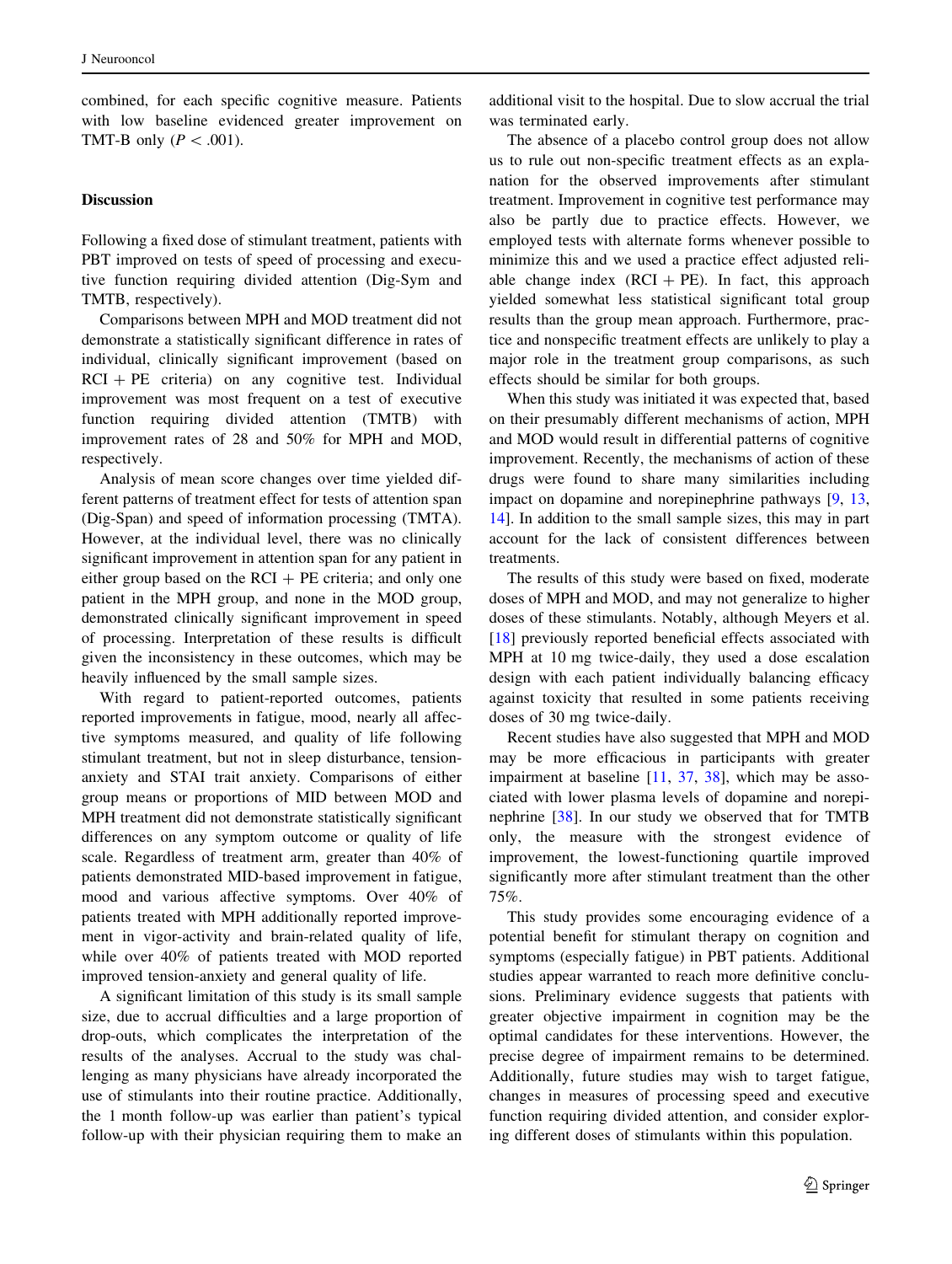combined, for each specific cognitive measure. Patients with low baseline evidenced greater improvement on TMT-B only ($P < .001$).

## Discussion

Following a fixed dose of stimulant treatment, patients with PBT improved on tests of speed of processing and executive function requiring divided attention (Dig-Sym and TMTB, respectively).

Comparisons between MPH and MOD treatment did not demonstrate a statistically significant difference in rates of individual, clinically significant improvement (based on RCI + PE criteria) on any cognitive test. Individual improvement was most frequent on a test of executive function requiring divided attention (TMTB) with improvement rates of 28 and 50% for MPH and MOD, respectively.

Analysis of mean score changes over time yielded different patterns of treatment effect for tests of attention span (Dig-Span) and speed of information processing (TMTA). However, at the individual level, there was no clinically significant improvement in attention span for any patient in either group based on the RCI + PE criteria; and only one patient in the MPH group, and none in the MOD group, demonstrated clinically significant improvement in speed of processing. Interpretation of these results is difficult given the inconsistency in these outcomes, which may be heavily influenced by the small sample sizes.

With regard to patient-reported outcomes, patients reported improvements in fatigue, mood, nearly all affective symptoms measured, and quality of life following stimulant treatment, but not in sleep disturbance, tension-anxiety and STAI trait anxiety. Comparisons of either group means or proportions of MID between MOD and MPH treatment did not demonstrate statistically significant differences on any symptom outcome or quality of life scale. Regardless of treatment arm, greater than 40% of patients demonstrated MID-based improvement in fatigue, mood and various affective symptoms. Over 40% of patients treated with MPH additionally reported improvement in vigor-activity and brain-related quality of life, while over 40% of patients treated with MOD reported improved tension-anxiety and general quality of life.

A significant limitation of this study is its small sample size, due to accrual difficulties and a large proportion of drop-outs, which complicates the interpretation of the results of the analyses. Accrual to the study was challenging as many physicians have already incorporated the use of stimulants into their routine practice. Additionally, the 1 month follow-up was earlier than patient's typical follow-up with their physician requiring them to make an additional visit to the hospital. Due to slow accrual the trial was terminated early.

The absence of a placebo control group does not allow us to rule out non-specific treatment effects as an explanation for the observed improvements after stimulant treatment. Improvement in cognitive test performance may also be partly due to practice effects. However, we employed tests with alternate forms whenever possible to minimize this and we used a practice effect adjusted reliable change index (RCI + PE). In fact, this approach yielded somewhat less statistical significant total group results than the group mean approach. Furthermore, practice and nonspecific treatment effects are unlikely to play a major role in the treatment group comparisons, as such effects should be similar for both groups.

When this study was initiated it was expected that, based on their presumably different mechanisms of action, MPH and MOD would result in differential patterns of cognitive improvement. Recently, the mechanisms of action of these drugs were found to share many similarities including impact on dopamine and norepinephrine pathways [9, 13, 14]. In addition to the small sample sizes, this may in part account for the lack of consistent differences between treatments.

The results of this study were based on fixed, moderate doses of MPH and MOD, and may not generalize to higher doses of these stimulants. Notably, although Meyers et al. [18] previously reported beneficial effects associated with MPH at 10 mg twice-daily, they used a dose escalation design with each patient individually balancing efficacy against toxicity that resulted in some patients receiving doses of 30 mg twice-daily.

Recent studies have also suggested that MPH and MOD may be more efficacious in participants with greater impairment at baseline [11, 37, 38], which may be associated with lower plasma levels of dopamine and norepinephrine [38]. In our study we observed that for TMTB only, the measure with the strongest evidence of improvement, the lowest-functioning quartile improved significantly more after stimulant treatment than the other 75%.

This study provides some encouraging evidence of a potential benefit for stimulant therapy on cognition and symptoms (especially fatigue) in PBT patients. Additional studies appear warranted to reach more definitive conclusions. Preliminary evidence suggests that patients with greater objective impairment in cognition may be the optimal candidates for these interventions. However, the precise degree of impairment remains to be determined. Additionally, future studies may wish to target fatigue, changes in measures of processing speed and executive function requiring divided attention, and consider exploring different doses of stimulants within this population.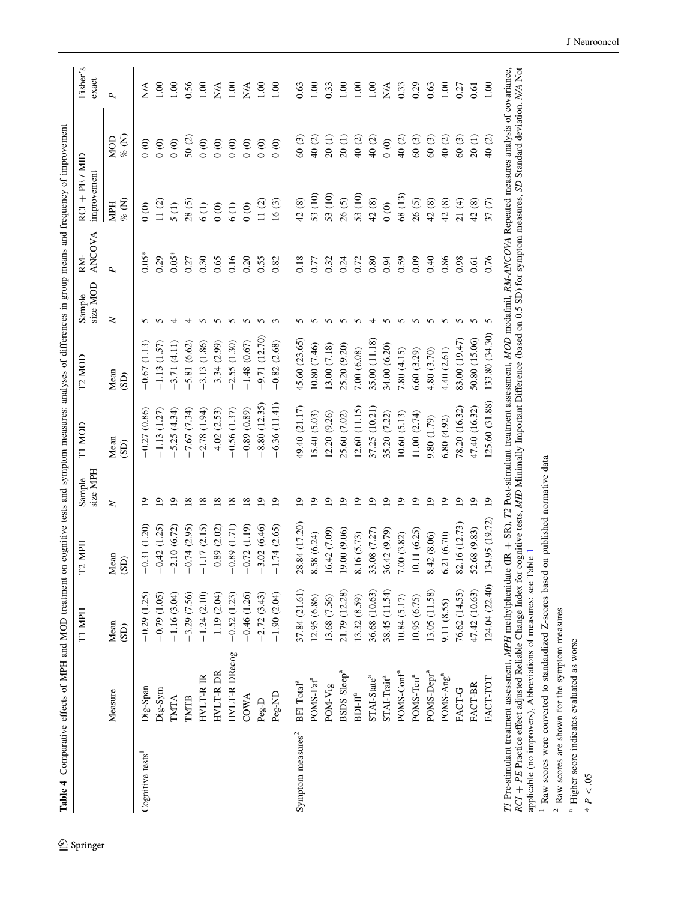**Table 4** Comparative effects of MPH and MOD treatment on cognitive tests and symptom measures: analyses of differences in group means and frequency of improvement

| | Measure | T1 MPH | T2 MPH | Sample size MPH | T1 MOD | T2 MOD | Sample size MOD | RM-ANCOVA | RCI + PE / MID improvement | | Fisher's exact |
|---|---|---|---|---|---|---|---|---|---|---|---|
| | | Mean (SD) | Mean (SD) | N | Mean (SD) | Mean (SD) | N | P | MPH % (N) | MOD % (N) | P |
| Cognitive tests[1] | Dig-Span | −0.29 (1.25) | −0.31 (1.20) | 19 | −0.27 (0.86) | −0.67 (1.13) | 5 | 0.05* | 0 (0) | 0 (0) | N/A |
| | Dig-Sym | −0.79 (1.05) | −0.42 (1.25) | 19 | −1.13 (1.27) | −1.13 (1.57) | 5 | 0.29 | 11 (2) | 0 (0) | 1.00 |
| | TMTA | −1.16 (3.04) | −2.10 (6.72) | 19 | −5.25 (4.34) | −3.71 (4.11) | 4 | 0.05* | 5 (1) | 0 (0) | 1.00 |
| | TMTB | −3.29 (7.56) | −0.74 (2.95) | 18 | −7.67 (7.34) | −5.81 (6.62) | 4 | 0.27 | 28 (5) | 50 (2) | 0.56 |
| | HVLT-R IR | −1.24 (2.10) | −1.17 (2.15) | 18 | −2.78 (1.94) | −3.13 (1.86) | 5 | 0.30 | 6 (1) | 0 (0) | 1.00 |
| | HVLT-R DR | −1.19 (2.04) | −0.89 (2.02) | 18 | −4.02 (2.53) | −3.34 (2.99) | 5 | 0.65 | 0 (0) | 0 (0) | N/A |
| | HVLT-R DRecog | −0.52 (1.23) | −0.89 (1.71) | 18 | −0.56 (1.37) | −2.55 (1.30) | 5 | 0.16 | 6 (1) | 0 (0) | 1.00 |
| | COWA | −0.46 (1.26) | −0.72 (1.19) | 18 | −0.89 (0.89) | −1.48 (0.67) | 5 | 0.20 | 0 (0) | 0 (0) | N/A |
| | Peg-D | −2.72 (3.43) | −3.02 (6.46) | 19 | −8.80 (12.35) | −9.71 (12.70) | 5 | 0.55 | 11 (2) | 0 (0) | 1.00 |
| | Peg-ND | −1.90 (2.04) | −1.74 (2.65) | 19 | −6.36 (11.41) | −0.82 (2.68) | 3 | 0.82 | 16 (3) | 0 (0) | 1.00 |
| Symptom measures[2] | BFI Total[a] | 37.84 (21.61) | 28.84 (17.20) | 19 | 49.40 (21.17) | 45.60 (23.65) | 5 | 0.18 | 42 (8) | 60 (3) | 0.63 |
| | POMS-Fat[a] | 12.95 (6.86) | 8.58 (6.24) | 19 | 15.40 (5.03) | 10.80 (7.46) | 5 | 0.77 | 53 (10) | 40 (2) | 1.00 |
| | POM-Vig | 13.68 (7.56) | 16.42 (7.09) | 19 | 12.20 (9.26) | 13.00 (7.18) | 5 | 0.32 | 53 (10) | 20 (1) | 0.33 |
| | BSDS Sleep[a] | 21.79 (12.28) | 19.00 (9.06) | 19 | 25.60 (7.02) | 25.20 (9.20) | 5 | 0.24 | 26 (5) | 20 (1) | 1.00 |
| | BDI-II[a] | 13.32 (8.59) | 8.16 (5.73) | 19 | 12.60 (11.15) | 7.00 (6.08) | 5 | 0.72 | 53 (10) | 40 (2) | 1.00 |
| | STAI-State[a] | 36.68 (10.63) | 33.08 (7.27) | 19 | 37.25 (10.21) | 35.00 (11.18) | 4 | 0.80 | 42 (8) | 40 (2) | 1.00 |
| | STAI-Trait[a] | 38.45 (11.54) | 36.42 (9.79) | 19 | 35.20 (7.22) | 34.00 (6.20) | 5 | 0.94 | 0 (0) | 0 (0) | N/A |
| | POMS-Conf[a] | 10.84 (5.17) | 7.00 (3.82) | 19 | 10.60 (5.13) | 7.80 (4.15) | 5 | 0.59 | 68 (13) | 40 (2) | 0.33 |
| | POMS-Ten[a] | 10.95 (6.75) | 10.11 (6.25) | 19 | 11.00 (2.74) | 6.60 (3.29) | 5 | 0.09 | 26 (5) | 60 (3) | 0.29 |
| | POMS-Depr[a] | 13.05 (11.58) | 8.42 (8.06) | 19 | 9.80 (1.79) | 4.80 (3.70) | 5 | 0.40 | 42 (8) | 60 (3) | 0.63 |
| | POMS-Ang[a] | 9.11 (8.55) | 6.21 (6.70) | 19 | 6.80 (4.92) | 4.40 (2.61) | 5 | 0.86 | 42 (8) | 40 (2) | 1.00 |
| | FACT-G | 76.62 (14.55) | 82.16 (12.73) | 19 | 78.20 (16.32) | 83.00 (19.47) | 5 | 0.98 | 21 (4) | 60 (3) | 0.27 |
| | FACT-BR | 47.42 (10.63) | 52.68 (9.83) | 19 | 47.40 (16.32) | 50.80 (15.06) | 5 | 0.61 | 42 (8) | 20 (1) | 0.61 |
| | FACT-TOT | 124.04 (22.40) | 134.95 (19.72) | 19 | 125.60 (31.88) | 133.80 (34.30) | 5 | 0.76 | 37 (7) | 40 (2) | 1.00 |

*T1* Pre-stimulant treatment assessment, *MPH* methylphenidate (IR + SR), *T2* Post-stimulant treatment assessment, *MOD* modafinil, *RM-ANCOVA* Repeated measures analysis of covariance, *RCI + PE* Practice effect adjusted Reliable Change Index for cognitive tests, *MID* Minimally Important Difference (based on 0.5 SD) for symptom measures, *SD* Standard deviation, *N/A* Not applicable (no improvers), Abbreviations of measures: see Table 1

[1] Raw scores were converted to standardized Z-scores based on published normative data

[2] Raw scores are shown for the symptom measures

[a] Higher score indicates evaluated as worse

* $P < .05$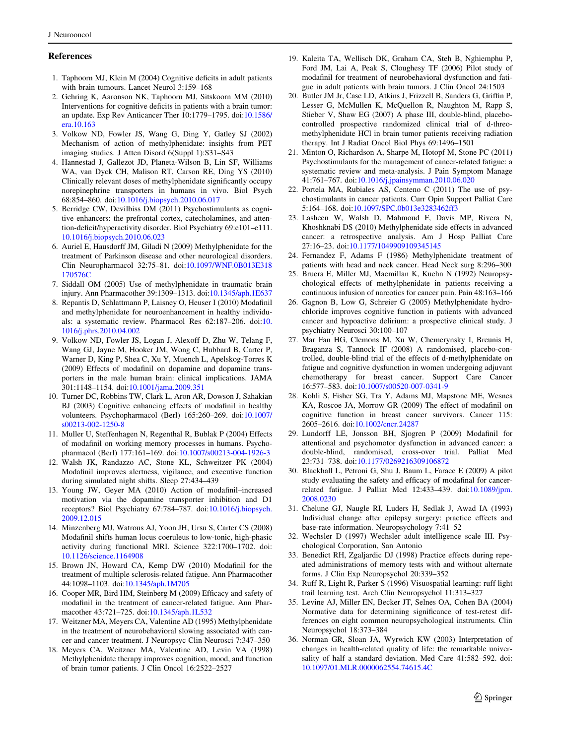## References

1. Taphoorn MJ, Klein M (2004) Cognitive deficits in adult patients with brain tumours. Lancet Neurol 3:159–168
2. Gehring K, Aaronson NK, Taphoorn MJ, Sitskoorn MM (2010) Interventions for cognitive deficits in patients with a brain tumor: an update. Exp Rev Anticancer Ther 10:1779–1795. doi:10.1586/era.10.163
3. Volkow ND, Fowler JS, Wang G, Ding Y, Gatley SJ (2002) Mechanism of action of methylphenidate: insights from PET imaging studies. J Atten Disord 6(Suppl 1):S31–S43
4. Hannestad J, Gallezot JD, Planeta-Wilson B, Lin SF, Williams WA, van Dyck CH, Malison RT, Carson RE, Ding YS (2010) Clinically relevant doses of methylphenidate significantly occupy norepinephrine transporters in humans in vivo. Biol Psych 68:854–860. doi:10.1016/j.biopsych.2010.06.017
5. Berridge CW, Devilbiss DM (2011) Psychostimulants as cognitive enhancers: the prefrontal cortex, catecholamines, and attention-deficit/hyperactivity disorder. Biol Psychiatry 69:e101–e111. 10.1016/j.biopsych.2010.06.023
6. Auriel E, Hausdorff JM, Giladi N (2009) Methylphenidate for the treatment of Parkinson disease and other neurological disorders. Clin Neuropharmacol 32:75–81. doi:10.1097/WNF.0B013E318170576C
7. Siddall OM (2005) Use of methylphenidate in traumatic brain injury. Ann Pharmacother 39:1309–1313. doi:10.1345/aph.1E637
8. Repantis D, Schlattmann P, Laisney O, Heuser I (2010) Modafinil and methylphenidate for neuroenhancement in healthy individuals: a systematic review. Pharmacol Res 62:187–206. doi:10.1016/j.phrs.2010.04.002
9. Volkow ND, Fowler JS, Logan J, Alexoff D, Zhu W, Telang F, Wang GJ, Jayne M, Hooker JM, Wong C, Hubbard B, Carter P, Warner D, King P, Shea C, Xu Y, Muench L, Apelskog-Torres K (2009) Effects of modafinil on dopamine and dopamine transporters in the male human brain: clinical implications. JAMA 301:1148–1154. doi:10.1001/jama.2009.351
10. Turner DC, Robbins TW, Clark L, Aron AR, Dowson J, Sahakian BJ (2003) Cognitive enhancing effects of modafinil in healthy volunteers. Psychopharmacol (Berl) 165:260–269. doi:10.1007/s00213-002-1250-8
11. Muller U, Steffenhagen N, Regenthal R, Bublak P (2004) Effects of modafinil on working memory processes in humans. Psychopharmacol (Berl) 177:161–169. doi:10.1007/s00213-004-1926-3
12. Walsh JK, Randazzo AC, Stone KL, Schweitzer PK (2004) Modafinil improves alertness, vigilance, and executive function during simulated night shifts. Sleep 27:434–439
13. Young JW, Geyer MA (2010) Action of modafinil–increased motivation via the dopamine transporter inhibition and D1 receptors? Biol Psychiatry 67:784–787. doi:10.1016/j.biopsych.2009.12.015
14. Minzenberg MJ, Watrous AJ, Yoon JH, Ursu S, Carter CS (2008) Modafinil shifts human locus coeruleus to low-tonic, high-phasic activity during functional MRI. Science 322:1700–1702. doi:10.1126/science.1164908
15. Brown JN, Howard CA, Kemp DW (2010) Modafinil for the treatment of multiple sclerosis-related fatigue. Ann Pharmacother 44:1098–1103. doi:10.1345/aph.1M705
16. Cooper MR, Bird HM, Steinberg M (2009) Efficacy and safety of modafinil in the treatment of cancer-related fatigue. Ann Pharmacother 43:721–725. doi:10.1345/aph.1L532
17. Weitzner MA, Meyers CA, Valentine AD (1995) Methylphenidate in the treatment of neurobehavioral slowing associated with cancer and cancer treatment. J Neuropsyc Clin Neurosci 7:347–350
18. Meyers CA, Weitzner MA, Valentine AD, Levin VA (1998) Methylphenidate therapy improves cognition, mood, and function of brain tumor patients. J Clin Oncol 16:2522–2527
19. Kaleita TA, Wellisch DK, Graham CA, Steh B, Nghiemphu P, Ford JM, Lai A, Peak S, Cloughesy TF (2006) Pilot study of modafinil for treatment of neurobehavioral dysfunction and fatigue in adult patients with brain tumors. J Clin Oncol 24:1503
20. Butler JM Jr, Case LD, Atkins J, Frizzell B, Sanders G, Griffin P, Lesser G, McMullen K, McQuellon R, Naughton M, Rapp S, Stieber V, Shaw EG (2007) A phase III, double-blind, placebo-controlled prospective randomized clinical trial of d-threo-methylphenidate HCl in brain tumor patients receiving radiation therapy. Int J Radiat Oncol Biol Phys 69:1496–1501
21. Minton O, Richardson A, Sharpe M, Hotopf M, Stone PC (2011) Psychostimulants for the management of cancer-related fatigue: a systematic review and meta-analysis. J Pain Symptom Manage 41:761–767. doi:10.1016/j.jpainsymman.2010.06.020
22. Portela MA, Rubiales AS, Centeno C (2011) The use of psychostimulants in cancer patients. Curr Opin Support Palliat Care 5:164–168. doi:10.1097/SPC.0b013e3283462ff3
23. Lasheen W, Walsh D, Mahmoud F, Davis MP, Rivera N, Khoshknabi DS (2010) Methylphenidate side effects in advanced cancer: a retrospective analysis. Am J Hosp Palliat Care 27:16–23. doi:10.1177/1049909109345145
24. Fernandez F, Adams F (1986) Methylphenidate treatment of patients with head and neck cancer. Head Neck surg 8:296–300
25. Bruera E, Miller MJ, Macmillan K, Kuehn N (1992) Neuropsychological effects of methylphenidate in patients receiving a continuous infusion of narcotics for cancer pain. Pain 48:163–166
26. Gagnon B, Low G, Schreier G (2005) Methylphenidate hydrochloride improves cognitive function in patients with advanced cancer and hypoactive delirium: a prospective clinical study. J psychiatry Neurosci 30:100–107
27. Mar Fan HG, Clemons M, Xu W, Chemerynsky I, Breunis H, Braganza S, Tannock IF (2008) A randomised, placebo-controlled, double-blind trial of the effects of d-methylphenidate on fatigue and cognitive dysfunction in women undergoing adjuvant chemotherapy for breast cancer. Support Care Cancer 16:577–583. doi:10.1007/s00520-007-0341-9
28. Kohli S, Fisher SG, Tra Y, Adams MJ, Mapstone ME, Wesnes KA, Roscoe JA, Morrow GR (2009) The effect of modafinil on cognitive function in breast cancer survivors. Cancer 115: 2605–2616. doi:10.1002/cncr.24287
29. Lundorff LE, Jonsson BH, Sjogren P (2009) Modafinil for attentional and psychomotor dysfunction in advanced cancer: a double-blind, randomised, cross-over trial. Palliat Med 23:731–738. doi:10.1177/0269216309106872
30. Blackhall L, Petroni G, Shu J, Baum L, Farace E (2009) A pilot study evaluating the safety and efficacy of modafinal for cancer-related fatigue. J Palliat Med 12:433–439. doi:10.1089/jpm.2008.0230
31. Chelune GJ, Naugle RI, Luders H, Sedlak J, Awad IA (1993) Individual change after epilepsy surgery: practice effects and base-rate information. Neuropsychology 7:41–52
32. Wechsler D (1997) Wechsler adult intelligence scale III. Psychological Corporation, San Antonio
33. Benedict RH, Zgaljardic DJ (1998) Practice effects during repeated administrations of memory tests with and without alternate forms. J Clin Exp Neuropsychol 20:339–352
34. Ruff R, Light R, Parker S (1996) Visuospatial learning: ruff light trail learning test. Arch Clin Neuropsychol 11:313–327
35. Levine AJ, Miller EN, Becker JT, Selnes OA, Cohen BA (2004) Normative data for determining significance of test-retest differences on eight common neuropsychological instruments. Clin Neuropsychol 18:373–384
36. Norman GR, Sloan JA, Wyrwich KW (2003) Interpretation of changes in health-related quality of life: the remarkable universality of half a standard deviation. Med Care 41:582–592. doi:10.1097/01.MLR.0000062554.74615.4C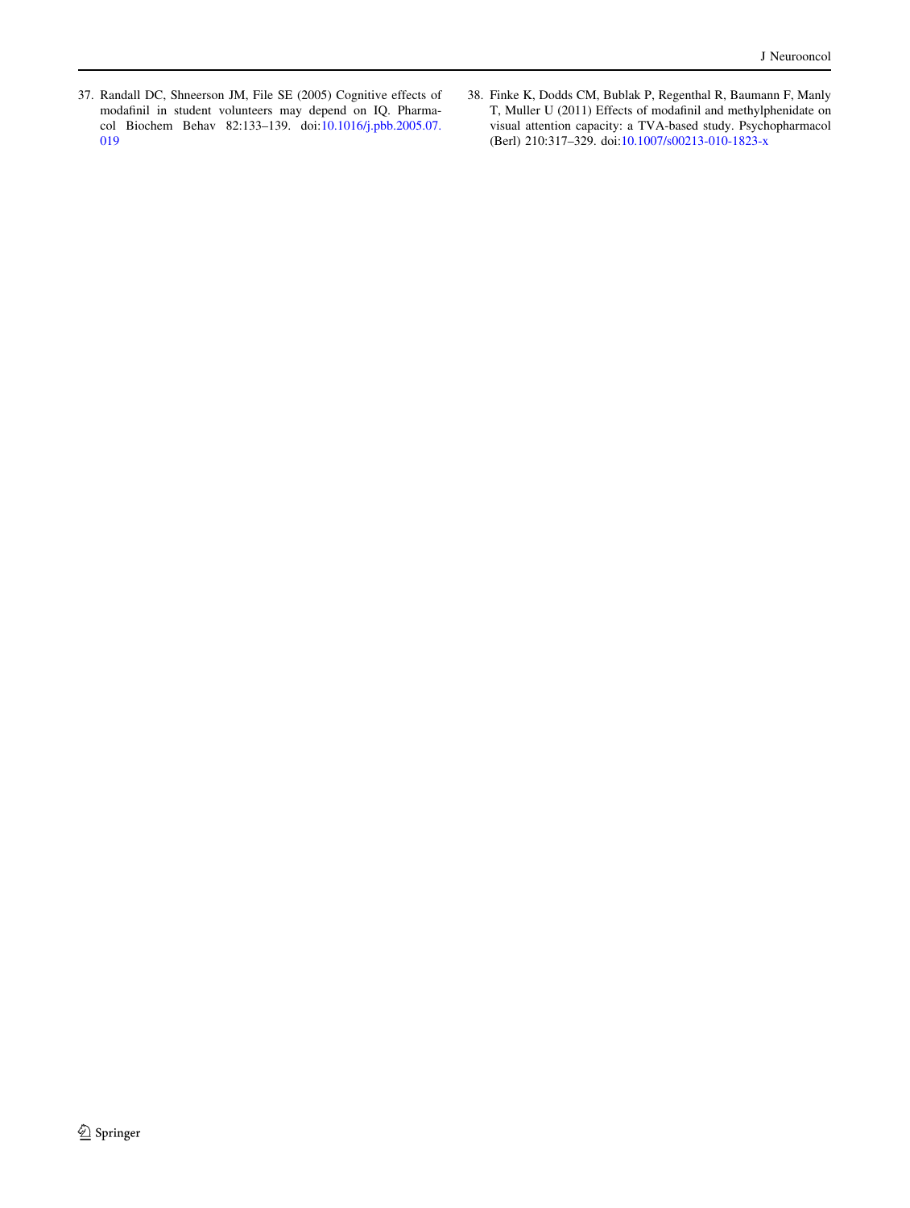37. Randall DC, Shneerson JM, File SE (2005) Cognitive effects of modafinil in student volunteers may depend on IQ. Pharmacol Biochem Behav 82:133–139. doi:10.1016/j.pbb.2005.07.019
38. Finke K, Dodds CM, Bublak P, Regenthal R, Baumann F, Manly T, Muller U (2011) Effects of modafinil and methylphenidate on visual attention capacity: a TVA-based study. Psychopharmacol (Berl) 210:317–329. doi:10.1007/s00213-010-1823-x